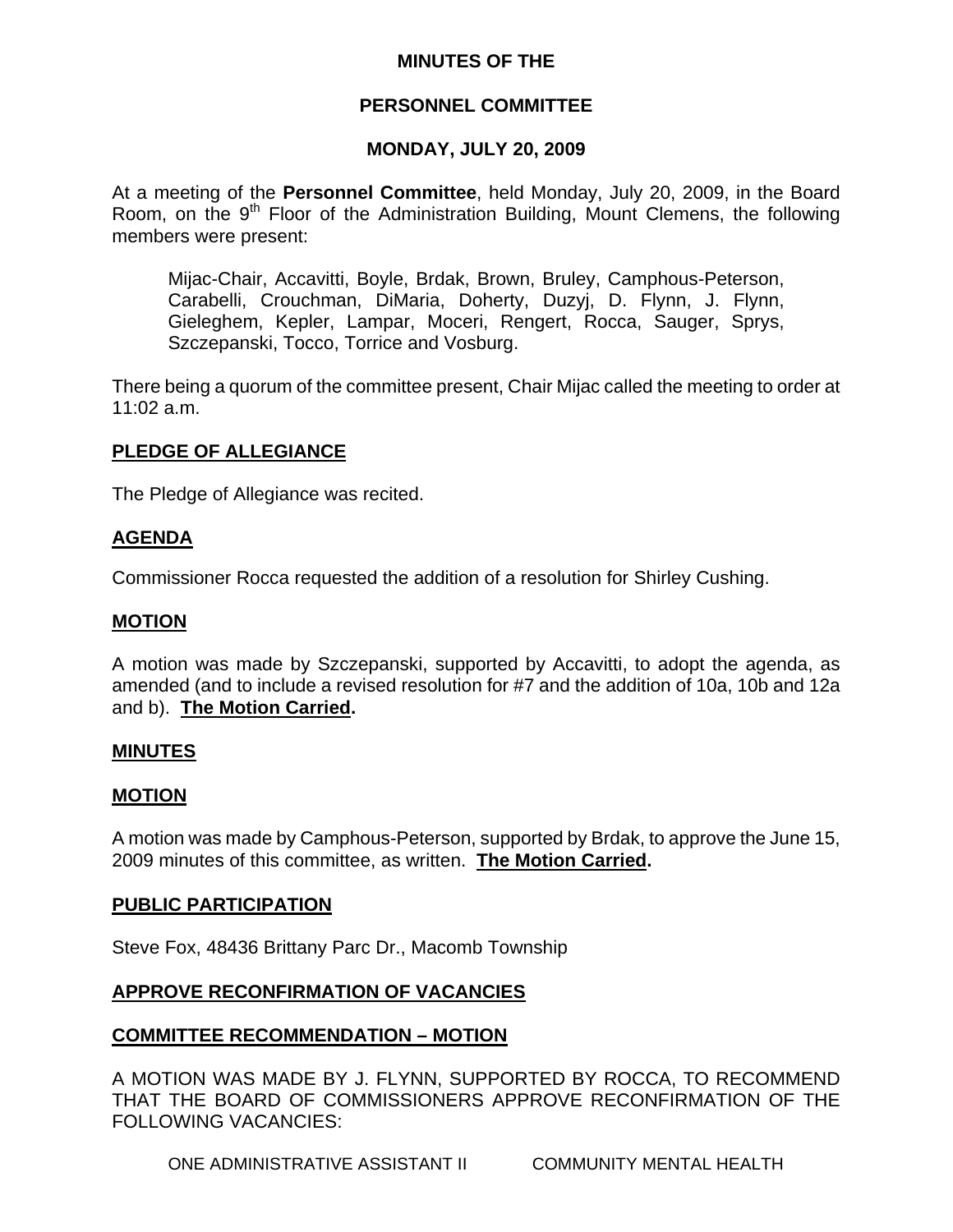**MINUTES OF THE**

**PERSONNEL COMMITTEE**

**MONDAY, JULY 20, 2009**

At a meeting of the **Personnel Committee**, held Monday, July 20, 2009, in the Board Room, on the 9th Floor of the Administration Building, Mount Clemens, the following members were present:

> Mijac-Chair, Accavitti, Boyle, Brdak, Brown, Bruley, Camphous-Peterson, Carabelli, Crouchman, DiMaria, Doherty, Duzyj, D. Flynn, J. Flynn, Gieleghem, Kepler, Lampar, Moceri, Rengert, Rocca, Sauger, Sprys, Szczepanski, Tocco, Torrice and Vosburg.

There being a quorum of the committee present, Chair Mijac called the meeting to order at 11:02 a.m.

## PLEDGE OF ALLEGIANCE

The Pledge of Allegiance was recited.

## AGENDA

Commissioner Rocca requested the addition of a resolution for Shirley Cushing.

## MOTION

A motion was made by Szczepanski, supported by Accavitti, to adopt the agenda, as amended (and to include a revised resolution for #7 and the addition of 10a, 10b and 12a and b). **The Motion Carried.**

## MINUTES

## MOTION

A motion was made by Camphous-Peterson, supported by Brdak, to approve the June 15, 2009 minutes of this committee, as written. **The Motion Carried.**

## PUBLIC PARTICIPATION

Steve Fox, 48436 Brittany Parc Dr., Macomb Township

## APPROVE RECONFIRMATION OF VACANCIES

## COMMITTEE RECOMMENDATION – MOTION

A MOTION WAS MADE BY J. FLYNN, SUPPORTED BY ROCCA, TO RECOMMEND THAT THE BOARD OF COMMISSIONERS APPROVE RECONFIRMATION OF THE FOLLOWING VACANCIES:

ONE ADMINISTRATIVE ASSISTANT II — COMMUNITY MENTAL HEALTH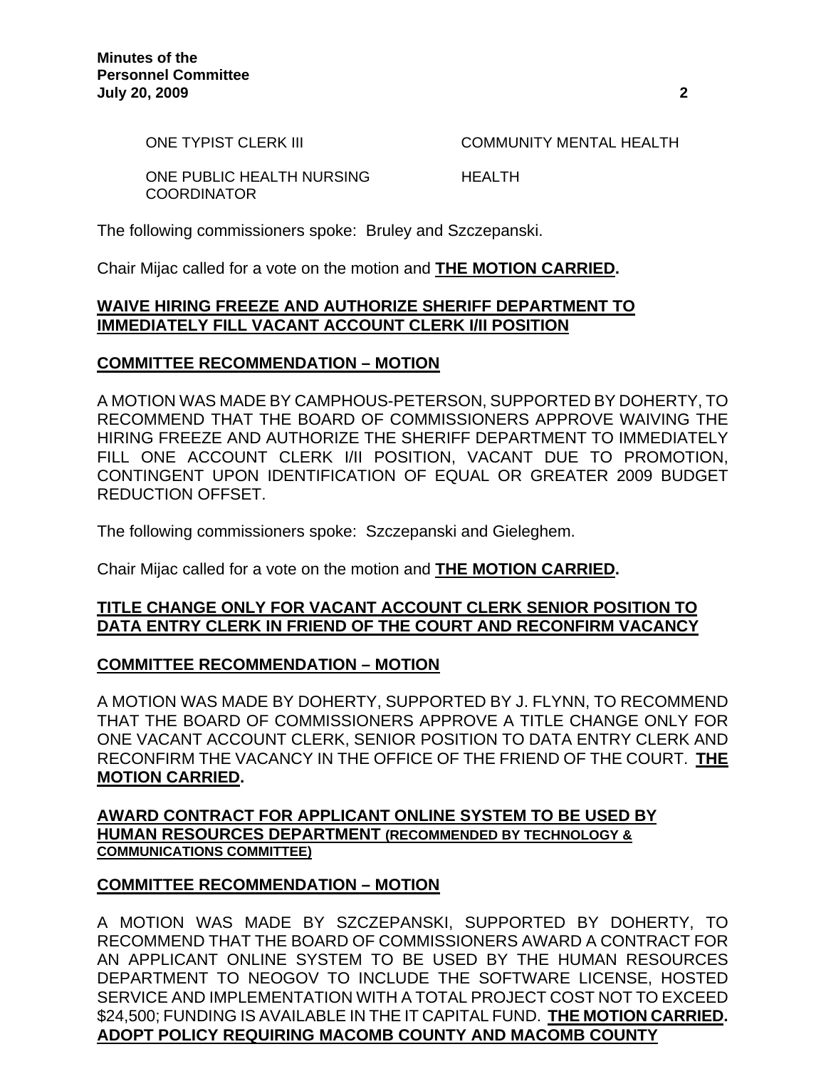| | |
|---|---|
| ONE TYPIST CLERK III | COMMUNITY MENTAL HEALTH |
| ONE PUBLIC HEALTH NURSING COORDINATOR | HEALTH |

The following commissioners spoke: Bruley and Szczepanski.

Chair Mijac called for a vote on the motion and **THE MOTION CARRIED.**

**WAIVE HIRING FREEZE AND AUTHORIZE SHERIFF DEPARTMENT TO IMMEDIATELY FILL VACANT ACCOUNT CLERK I/II POSITION**

**COMMITTEE RECOMMENDATION – MOTION**

A MOTION WAS MADE BY CAMPHOUS-PETERSON, SUPPORTED BY DOHERTY, TO RECOMMEND THAT THE BOARD OF COMMISSIONERS APPROVE WAIVING THE HIRING FREEZE AND AUTHORIZE THE SHERIFF DEPARTMENT TO IMMEDIATELY FILL ONE ACCOUNT CLERK I/II POSITION, VACANT DUE TO PROMOTION, CONTINGENT UPON IDENTIFICATION OF EQUAL OR GREATER 2009 BUDGET REDUCTION OFFSET.

The following commissioners spoke: Szczepanski and Gieleghem.

Chair Mijac called for a vote on the motion and **THE MOTION CARRIED.**

**TITLE CHANGE ONLY FOR VACANT ACCOUNT CLERK SENIOR POSITION TO DATA ENTRY CLERK IN FRIEND OF THE COURT AND RECONFIRM VACANCY**

**COMMITTEE RECOMMENDATION – MOTION**

A MOTION WAS MADE BY DOHERTY, SUPPORTED BY J. FLYNN, TO RECOMMEND THAT THE BOARD OF COMMISSIONERS APPROVE A TITLE CHANGE ONLY FOR ONE VACANT ACCOUNT CLERK, SENIOR POSITION TO DATA ENTRY CLERK AND RECONFIRM THE VACANCY IN THE OFFICE OF THE FRIEND OF THE COURT. **THE MOTION CARRIED.**

**AWARD CONTRACT FOR APPLICANT ONLINE SYSTEM TO BE USED BY HUMAN RESOURCES DEPARTMENT (RECOMMENDED BY TECHNOLOGY & COMMUNICATIONS COMMITTEE)**

**COMMITTEE RECOMMENDATION – MOTION**

A MOTION WAS MADE BY SZCZEPANSKI, SUPPORTED BY DOHERTY, TO RECOMMEND THAT THE BOARD OF COMMISSIONERS AWARD A CONTRACT FOR AN APPLICANT ONLINE SYSTEM TO BE USED BY THE HUMAN RESOURCES DEPARTMENT TO NEOGOV TO INCLUDE THE SOFTWARE LICENSE, HOSTED SERVICE AND IMPLEMENTATION WITH A TOTAL PROJECT COST NOT TO EXCEED $24,500; FUNDING IS AVAILABLE IN THE IT CAPITAL FUND. **THE MOTION CARRIED.**

**ADOPT POLICY REQUIRING MACOMB COUNTY AND MACOMB COUNTY**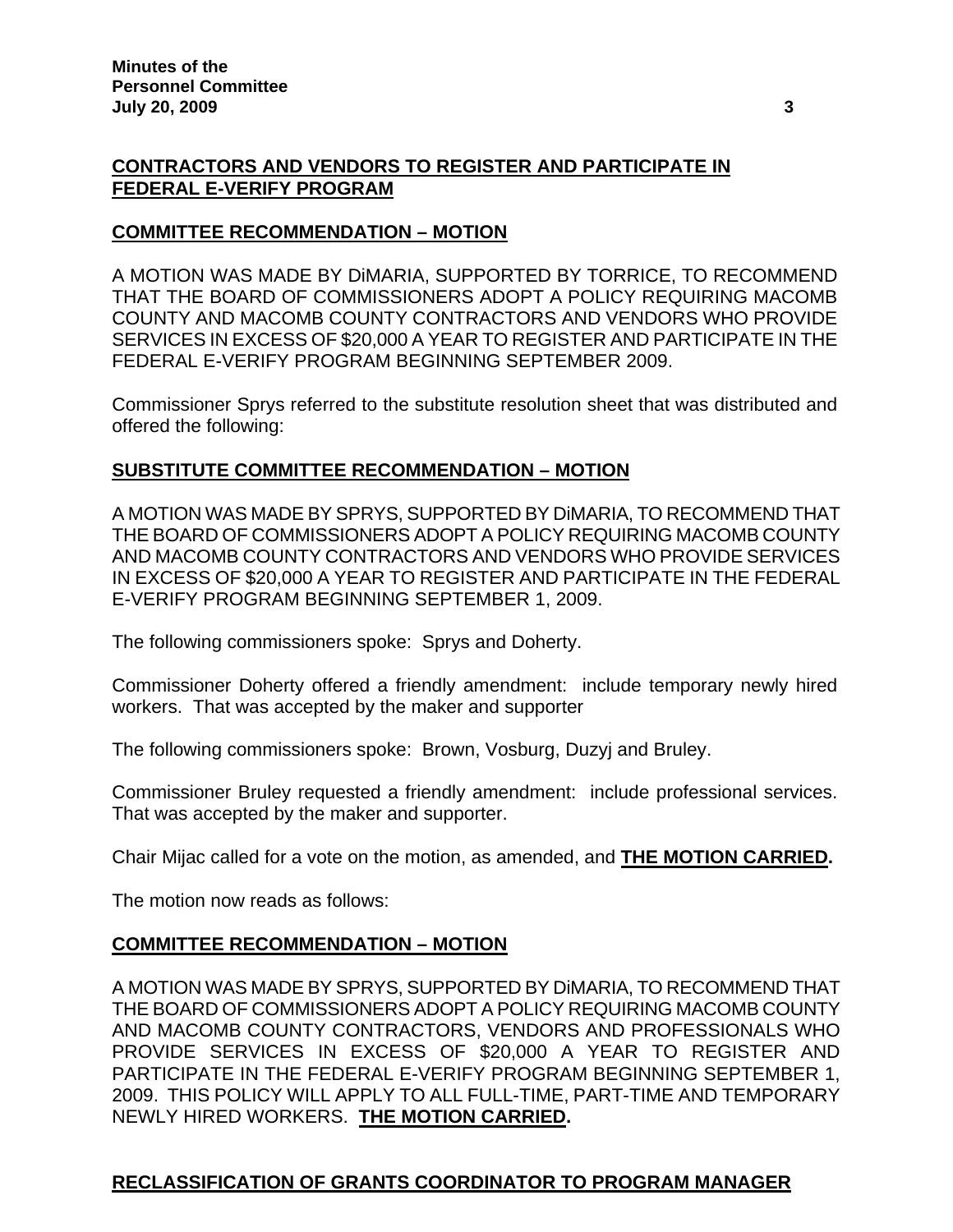**CONTRACTORS AND VENDORS TO REGISTER AND PARTICIPATE IN FEDERAL E-VERIFY PROGRAM**

**COMMITTEE RECOMMENDATION – MOTION**

A MOTION WAS MADE BY DiMARIA, SUPPORTED BY TORRICE, TO RECOMMEND THAT THE BOARD OF COMMISSIONERS ADOPT A POLICY REQUIRING MACOMB COUNTY AND MACOMB COUNTY CONTRACTORS AND VENDORS WHO PROVIDE SERVICES IN EXCESS OF $20,000 A YEAR TO REGISTER AND PARTICIPATE IN THE FEDERAL E-VERIFY PROGRAM BEGINNING SEPTEMBER 2009.

Commissioner Sprys referred to the substitute resolution sheet that was distributed and offered the following:

**SUBSTITUTE COMMITTEE RECOMMENDATION – MOTION**

A MOTION WAS MADE BY SPRYS, SUPPORTED BY DiMARIA, TO RECOMMEND THAT THE BOARD OF COMMISSIONERS ADOPT A POLICY REQUIRING MACOMB COUNTY AND MACOMB COUNTY CONTRACTORS AND VENDORS WHO PROVIDE SERVICES IN EXCESS OF $20,000 A YEAR TO REGISTER AND PARTICIPATE IN THE FEDERAL E-VERIFY PROGRAM BEGINNING SEPTEMBER 1, 2009.

The following commissioners spoke: Sprys and Doherty.

Commissioner Doherty offered a friendly amendment: include temporary newly hired workers. That was accepted by the maker and supporter

The following commissioners spoke: Brown, Vosburg, Duzyj and Bruley.

Commissioner Bruley requested a friendly amendment: include professional services. That was accepted by the maker and supporter.

Chair Mijac called for a vote on the motion, as amended, and **THE MOTION CARRIED.**

The motion now reads as follows:

**COMMITTEE RECOMMENDATION – MOTION**

A MOTION WAS MADE BY SPRYS, SUPPORTED BY DiMARIA, TO RECOMMEND THAT THE BOARD OF COMMISSIONERS ADOPT A POLICY REQUIRING MACOMB COUNTY AND MACOMB COUNTY CONTRACTORS, VENDORS AND PROFESSIONALS WHO PROVIDE SERVICES IN EXCESS OF $20,000 A YEAR TO REGISTER AND PARTICIPATE IN THE FEDERAL E-VERIFY PROGRAM BEGINNING SEPTEMBER 1, 2009. THIS POLICY WILL APPLY TO ALL FULL-TIME, PART-TIME AND TEMPORARY NEWLY HIRED WORKERS. **THE MOTION CARRIED.**

**RECLASSIFICATION OF GRANTS COORDINATOR TO PROGRAM MANAGER**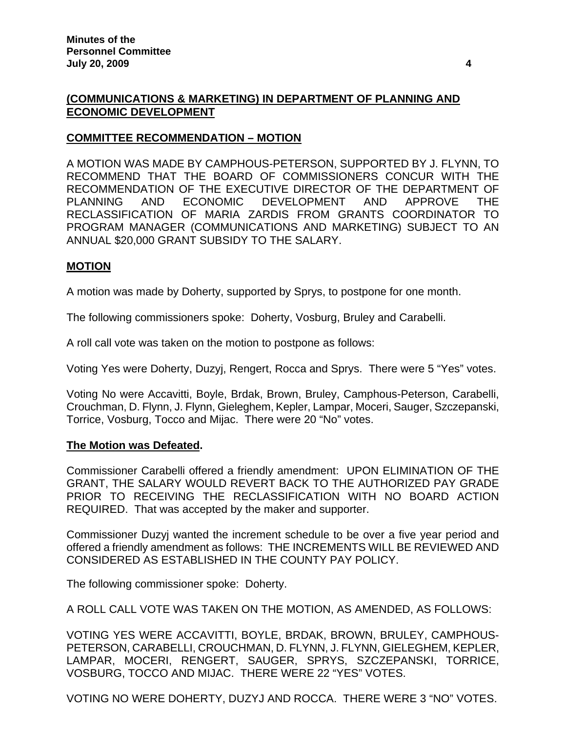**(COMMUNICATIONS & MARKETING) IN DEPARTMENT OF PLANNING AND ECONOMIC DEVELOPMENT**

**COMMITTEE RECOMMENDATION – MOTION**

A MOTION WAS MADE BY CAMPHOUS-PETERSON, SUPPORTED BY J. FLYNN, TO RECOMMEND THAT THE BOARD OF COMMISSIONERS CONCUR WITH THE RECOMMENDATION OF THE EXECUTIVE DIRECTOR OF THE DEPARTMENT OF PLANNING AND ECONOMIC DEVELOPMENT AND APPROVE THE RECLASSIFICATION OF MARIA ZARDIS FROM GRANTS COORDINATOR TO PROGRAM MANAGER (COMMUNICATIONS AND MARKETING) SUBJECT TO AN ANNUAL $20,000 GRANT SUBSIDY TO THE SALARY.

**MOTION**

A motion was made by Doherty, supported by Sprys, to postpone for one month.

The following commissioners spoke: Doherty, Vosburg, Bruley and Carabelli.

A roll call vote was taken on the motion to postpone as follows:

Voting Yes were Doherty, Duzyj, Rengert, Rocca and Sprys. There were 5 "Yes" votes.

Voting No were Accavitti, Boyle, Brdak, Brown, Bruley, Camphous-Peterson, Carabelli, Crouchman, D. Flynn, J. Flynn, Gieleghem, Kepler, Lampar, Moceri, Sauger, Szczepanski, Torrice, Vosburg, Tocco and Mijac. There were 20 "No" votes.

**The Motion was Defeated.**

Commissioner Carabelli offered a friendly amendment: UPON ELIMINATION OF THE GRANT, THE SALARY WOULD REVERT BACK TO THE AUTHORIZED PAY GRADE PRIOR TO RECEIVING THE RECLASSIFICATION WITH NO BOARD ACTION REQUIRED. That was accepted by the maker and supporter.

Commissioner Duzyj wanted the increment schedule to be over a five year period and offered a friendly amendment as follows: THE INCREMENTS WILL BE REVIEWED AND CONSIDERED AS ESTABLISHED IN THE COUNTY PAY POLICY.

The following commissioner spoke: Doherty.

A ROLL CALL VOTE WAS TAKEN ON THE MOTION, AS AMENDED, AS FOLLOWS:

VOTING YES WERE ACCAVITTI, BOYLE, BRDAK, BROWN, BRULEY, CAMPHOUS-PETERSON, CARABELLI, CROUCHMAN, D. FLYNN, J. FLYNN, GIELEGHEM, KEPLER, LAMPAR, MOCERI, RENGERT, SAUGER, SPRYS, SZCZEPANSKI, TORRICE, VOSBURG, TOCCO AND MIJAC. THERE WERE 22 "YES" VOTES.

VOTING NO WERE DOHERTY, DUZYJ AND ROCCA. THERE WERE 3 "NO" VOTES.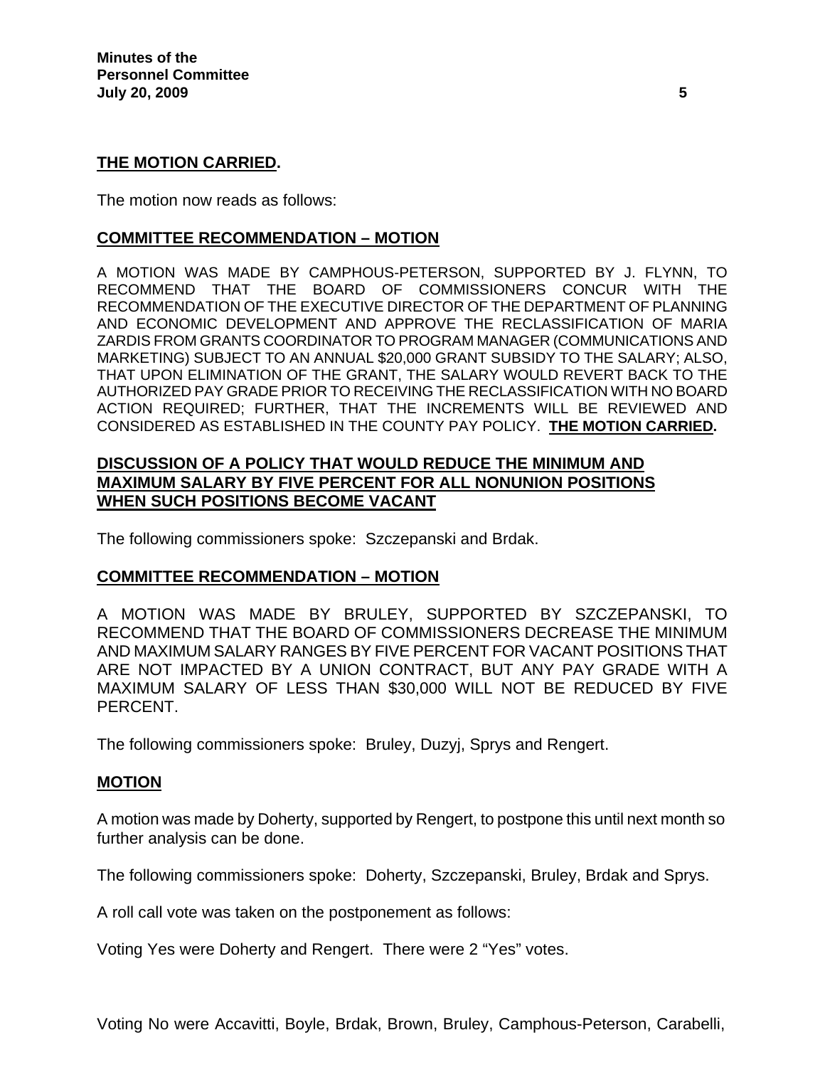**THE MOTION CARRIED.**

The motion now reads as follows:

**COMMITTEE RECOMMENDATION – MOTION**

A MOTION WAS MADE BY CAMPHOUS-PETERSON, SUPPORTED BY J. FLYNN, TO RECOMMEND THAT THE BOARD OF COMMISSIONERS CONCUR WITH THE RECOMMENDATION OF THE EXECUTIVE DIRECTOR OF THE DEPARTMENT OF PLANNING AND ECONOMIC DEVELOPMENT AND APPROVE THE RECLASSIFICATION OF MARIA ZARDIS FROM GRANTS COORDINATOR TO PROGRAM MANAGER (COMMUNICATIONS AND MARKETING) SUBJECT TO AN ANNUAL $20,000 GRANT SUBSIDY TO THE SALARY; ALSO, THAT UPON ELIMINATION OF THE GRANT, THE SALARY WOULD REVERT BACK TO THE AUTHORIZED PAY GRADE PRIOR TO RECEIVING THE RECLASSIFICATION WITH NO BOARD ACTION REQUIRED; FURTHER, THAT THE INCREMENTS WILL BE REVIEWED AND CONSIDERED AS ESTABLISHED IN THE COUNTY PAY POLICY. **THE MOTION CARRIED.**

**DISCUSSION OF A POLICY THAT WOULD REDUCE THE MINIMUM AND MAXIMUM SALARY BY FIVE PERCENT FOR ALL NONUNION POSITIONS WHEN SUCH POSITIONS BECOME VACANT**

The following commissioners spoke: Szczepanski and Brdak.

**COMMITTEE RECOMMENDATION – MOTION**

A MOTION WAS MADE BY BRULEY, SUPPORTED BY SZCZEPANSKI, TO RECOMMEND THAT THE BOARD OF COMMISSIONERS DECREASE THE MINIMUM AND MAXIMUM SALARY RANGES BY FIVE PERCENT FOR VACANT POSITIONS THAT ARE NOT IMPACTED BY A UNION CONTRACT, BUT ANY PAY GRADE WITH A MAXIMUM SALARY OF LESS THAN $30,000 WILL NOT BE REDUCED BY FIVE PERCENT.

The following commissioners spoke: Bruley, Duzyj, Sprys and Rengert.

**MOTION**

A motion was made by Doherty, supported by Rengert, to postpone this until next month so further analysis can be done.

The following commissioners spoke: Doherty, Szczepanski, Bruley, Brdak and Sprys.

A roll call vote was taken on the postponement as follows:

Voting Yes were Doherty and Rengert. There were 2 "Yes" votes.

Voting No were Accavitti, Boyle, Brdak, Brown, Bruley, Camphous-Peterson, Carabelli,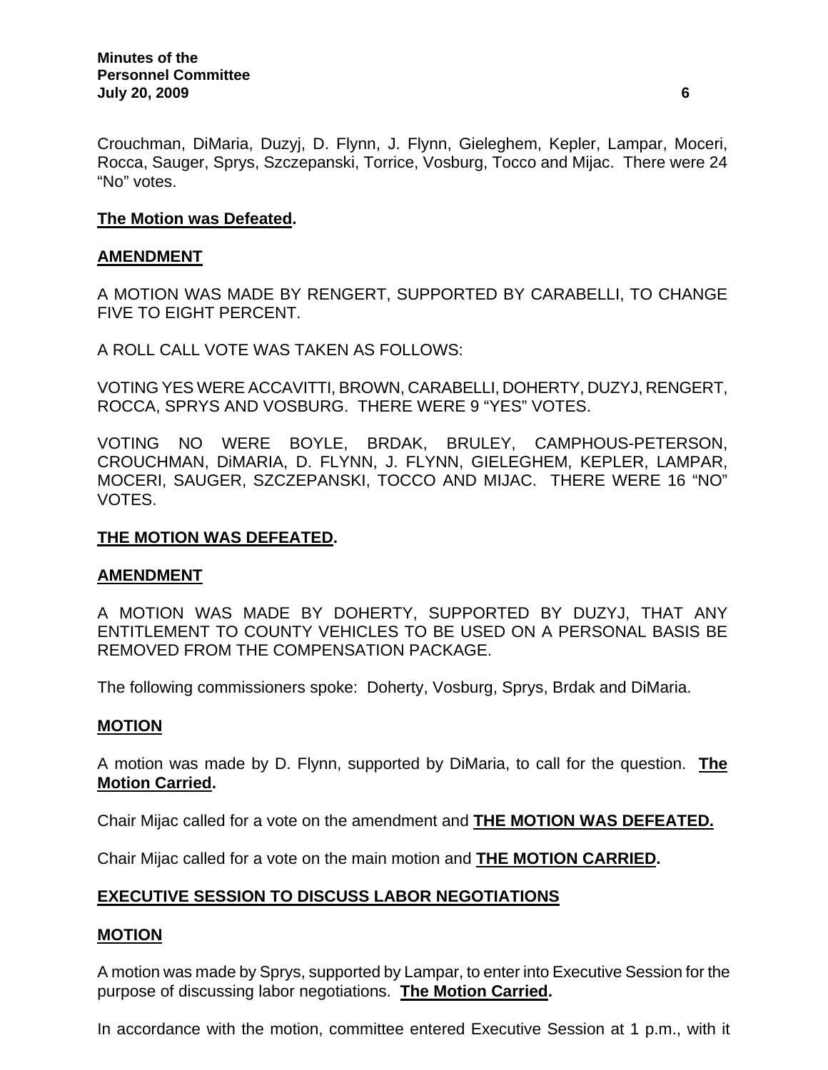Crouchman, DiMaria, Duzyj, D. Flynn, J. Flynn, Gieleghem, Kepler, Lampar, Moceri, Rocca, Sauger, Sprys, Szczepanski, Torrice, Vosburg, Tocco and Mijac. There were 24 "No" votes.

**<u>The Motion was Defeated</u>.**

**<u>AMENDMENT</u>**

A MOTION WAS MADE BY RENGERT, SUPPORTED BY CARABELLI, TO CHANGE FIVE TO EIGHT PERCENT.

A ROLL CALL VOTE WAS TAKEN AS FOLLOWS:

VOTING YES WERE ACCAVITTI, BROWN, CARABELLI, DOHERTY, DUZYJ, RENGERT, ROCCA, SPRYS AND VOSBURG. THERE WERE 9 "YES" VOTES.

VOTING NO WERE BOYLE, BRDAK, BRULEY, CAMPHOUS-PETERSON, CROUCHMAN, DiMARIA, D. FLYNN, J. FLYNN, GIELEGHEM, KEPLER, LAMPAR, MOCERI, SAUGER, SZCZEPANSKI, TOCCO AND MIJAC. THERE WERE 16 "NO" VOTES.

**<u>THE MOTION WAS DEFEATED</u>.**

**<u>AMENDMENT</u>**

A MOTION WAS MADE BY DOHERTY, SUPPORTED BY DUZYJ, THAT ANY ENTITLEMENT TO COUNTY VEHICLES TO BE USED ON A PERSONAL BASIS BE REMOVED FROM THE COMPENSATION PACKAGE.

The following commissioners spoke: Doherty, Vosburg, Sprys, Brdak and DiMaria.

**<u>MOTION</u>**

A motion was made by D. Flynn, supported by DiMaria, to call for the question. **<u>The Motion Carried</u>.**

Chair Mijac called for a vote on the amendment and **<u>THE MOTION WAS DEFEATED.</u>**

Chair Mijac called for a vote on the main motion and **<u>THE MOTION CARRIED</u>.**

**<u>EXECUTIVE SESSION TO DISCUSS LABOR NEGOTIATIONS</u>**

**<u>MOTION</u>**

A motion was made by Sprys, supported by Lampar, to enter into Executive Session for the purpose of discussing labor negotiations. **<u>The Motion Carried</u>.**

In accordance with the motion, committee entered Executive Session at 1 p.m., with it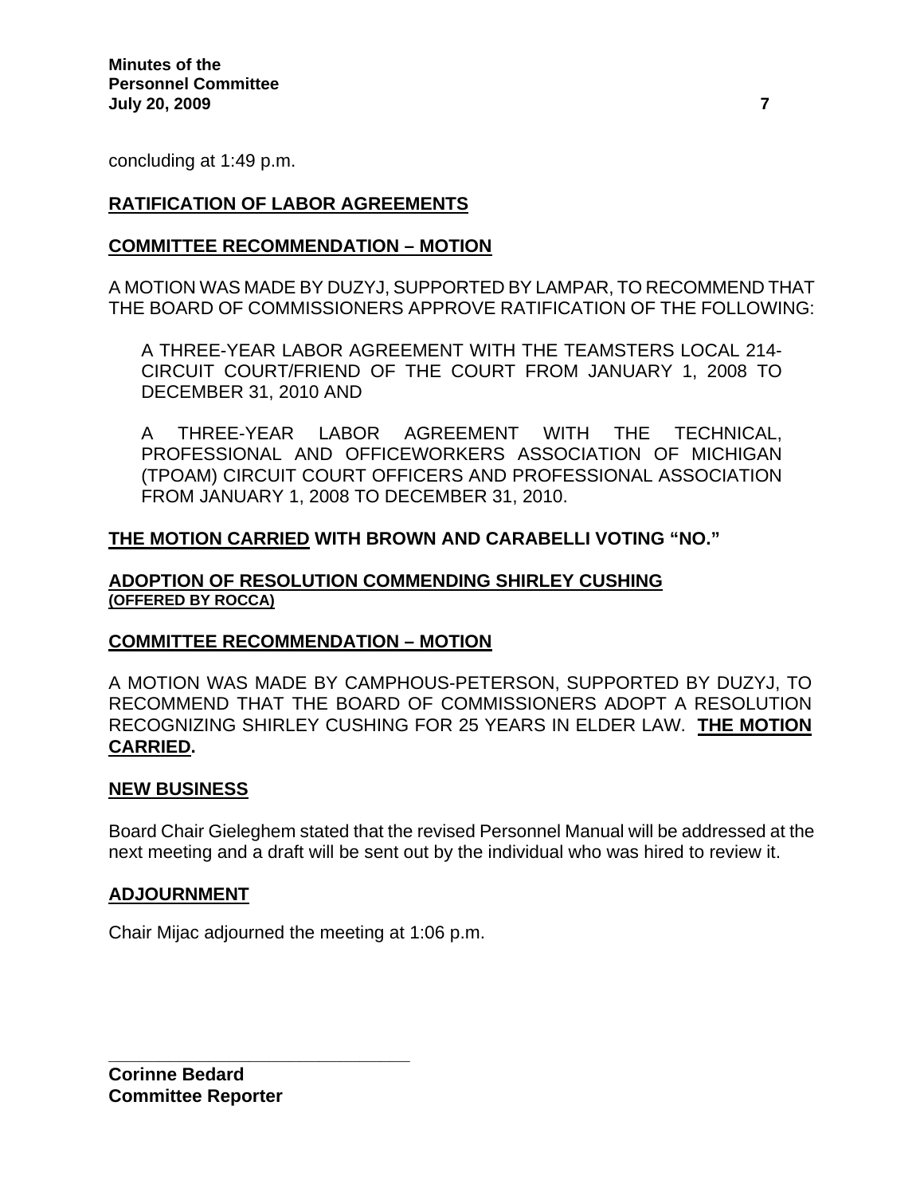concluding at 1:49 p.m.

**RATIFICATION OF LABOR AGREEMENTS**

**COMMITTEE RECOMMENDATION – MOTION**

A MOTION WAS MADE BY DUZYJ, SUPPORTED BY LAMPAR, TO RECOMMEND THAT THE BOARD OF COMMISSIONERS APPROVE RATIFICATION OF THE FOLLOWING:

A THREE-YEAR LABOR AGREEMENT WITH THE TEAMSTERS LOCAL 214-CIRCUIT COURT/FRIEND OF THE COURT FROM JANUARY 1, 2008 TO DECEMBER 31, 2010 AND

A THREE-YEAR LABOR AGREEMENT WITH THE TECHNICAL, PROFESSIONAL AND OFFICEWORKERS ASSOCIATION OF MICHIGAN (TPOAM) CIRCUIT COURT OFFICERS AND PROFESSIONAL ASSOCIATION FROM JANUARY 1, 2008 TO DECEMBER 31, 2010.

**THE MOTION CARRIED WITH BROWN AND CARABELLI VOTING "NO."**

**ADOPTION OF RESOLUTION COMMENDING SHIRLEY CUSHING**
**(OFFERED BY ROCCA)**

**COMMITTEE RECOMMENDATION – MOTION**

A MOTION WAS MADE BY CAMPHOUS-PETERSON, SUPPORTED BY DUZYJ, TO RECOMMEND THAT THE BOARD OF COMMISSIONERS ADOPT A RESOLUTION RECOGNIZING SHIRLEY CUSHING FOR 25 YEARS IN ELDER LAW. **THE MOTION CARRIED.**

**NEW BUSINESS**

Board Chair Gieleghem stated that the revised Personnel Manual will be addressed at the next meeting and a draft will be sent out by the individual who was hired to review it.

**ADJOURNMENT**

Chair Mijac adjourned the meeting at 1:06 p.m.

\_\_\_\_\_\_\_\_\_\_\_\_\_\_\_\_\_\_\_\_\_\_\_\_\_\_\_\_\_\_\_\_

**Corinne Bedard**
**Committee Reporter**